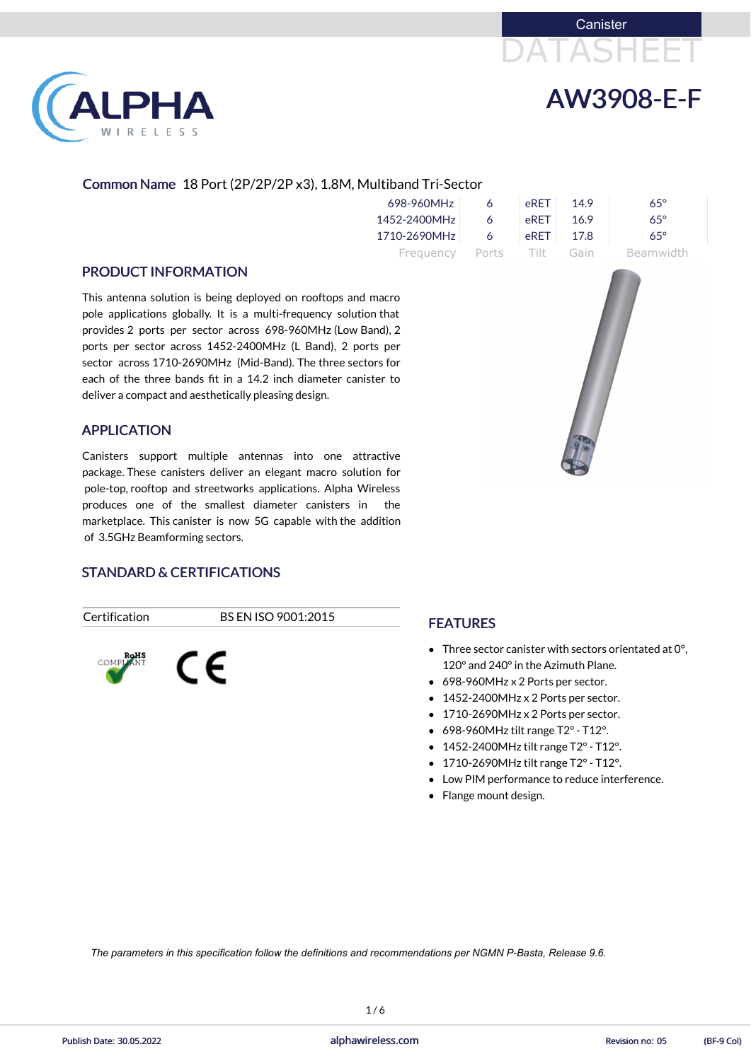Canister

DATASHEET

# AW3908-E-F

**Common Name** 18 Port (2P/2P/2P x3), 1.8M, Multiband Tri-Sector

| Frequency | Ports | Tilt | Gain | Beamwidth |
|---|---|---|---|---|
| 698-960MHz | 6 | eRET | 14.9 | 65° |
| 1452-2400MHz | 6 | eRET | 16.9 | 65° |
| 1710-2690MHz | 6 | eRET | 17.8 | 65° |

## PRODUCT INFORMATION

This antenna solution is being deployed on rooftops and macro pole applications globally. It is a multi-frequency solution that provides 2 ports per sector across 698-960MHz (Low Band), 2 ports per sector across 1452-2400MHz (L Band), 2 ports per sector across 1710-2690MHz (Mid-Band). The three sectors for each of the three bands fit in a 14.2 inch diameter canister to deliver a compact and aesthetically pleasing design.

## APPLICATION

Canisters support multiple antennas into one attractive package. These canisters deliver an elegant macro solution for pole-top, rooftop and streetworks applications. Alpha Wireless produces one of the smallest diameter canisters in the marketplace. This canister is now 5G capable with the addition of 3.5GHz Beamforming sectors.

## STANDARD & CERTIFICATIONS

| Certification | BS EN ISO 9001:2015 |
|---|---|

RoHS COMPLIANT

CE

## FEATURES

- Three sector canister with sectors orientated at 0°, 120° and 240° in the Azimuth Plane.
- 698-960MHz x 2 Ports per sector.
- 1452-2400MHz x 2 Ports per sector.
- 1710-2690MHz x 2 Ports per sector.
- 698-960MHz tilt range T2° - T12°.
- 1452-2400MHz tilt range T2° - T12°.
- 1710-2690MHz tilt range T2° - T12°.
- Low PIM performance to reduce interference.
- Flange mount design.

*The parameters in this specification follow the definitions and recommendations per NGMN P-Basta, Release 9.6.*

Publish Date: 30.05.2022 alphawireless.com Revision no: 05 (BF-9 Col)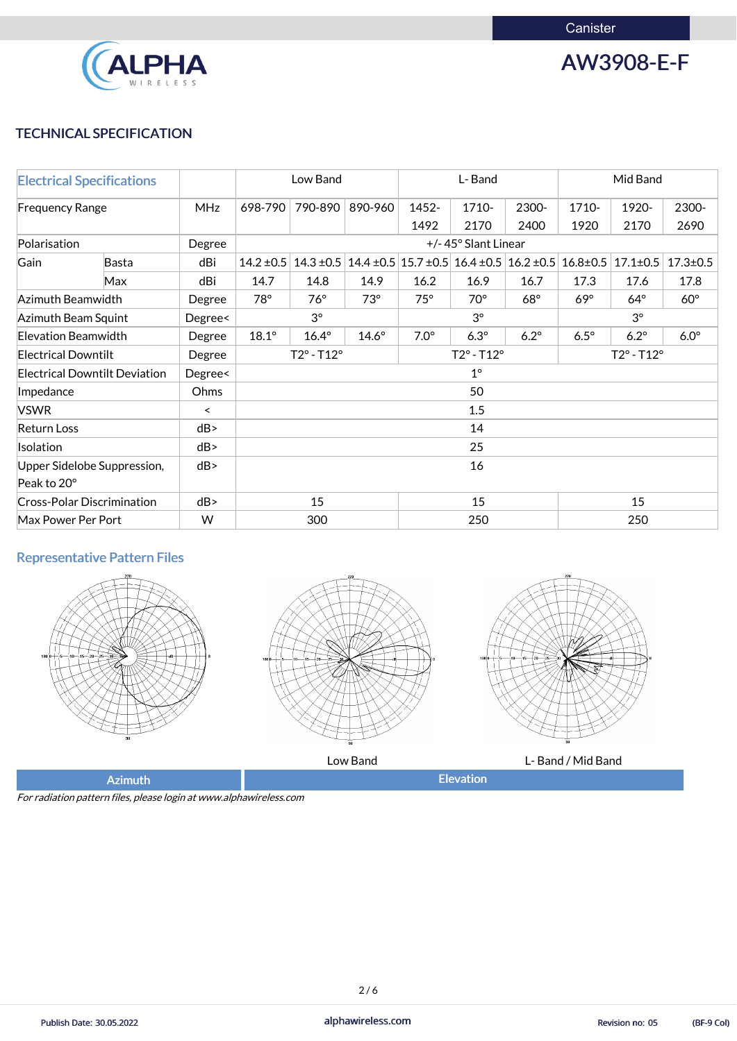Canister

# AW3908-E-F

## TECHNICAL SPECIFICATION

| Electrical Specifications | | | Low Band | | | L- Band | | | Mid Band | | |
|---|---|---|---|---|---|---|---|---|---|---|---|
| Frequency Range | | MHz | 698-790 | 790-890 | 890-960 | 1452-1492 | 1710-2170 | 2300-2400 | 1710-1920 | 1920-2170 | 2300-2690 |
| Polarisation | | Degree | +/- 45° Slant Linear | | | | | | | | |
| Gain | Basta | dBi | 14.2 ±0.5 | 14.3 ±0.5 | 14.4 ±0.5 | 15.7 ±0.5 | 16.4 ±0.5 | 16.2 ±0.5 | 16.8±0.5 | 17.1±0.5 | 17.3±0.5 |
| | Max | dBi | 14.7 | 14.8 | 14.9 | 16.2 | 16.9 | 16.7 | 17.3 | 17.6 | 17.8 |
| Azimuth Beamwidth | | Degree | 78° | 76° | 73° | 75° | 70° | 68° | 69° | 64° | 60° |
| Azimuth Beam Squint | | Degree< | 3° | | | 3° | | | 3° | | |
| Elevation Beamwidth | | Degree | 18.1° | 16.4° | 14.6° | 7.0° | 6.3° | 6.2° | 6.5° | 6.2° | 6.0° |
| Electrical Downtilt | | Degree | T2° - T12° | | | T2° - T12° | | | T2° - T12° | | |
| Electrical Downtilt Deviation | | Degree< | 1° | | | | | | | | |
| Impedance | | Ohms | 50 | | | | | | | | |
| VSWR | | < | 1.5 | | | | | | | | |
| Return Loss | | dB> | 14 | | | | | | | | |
| Isolation | | dB> | 25 | | | | | | | | |
| Upper Sidelobe Suppression, Peak to 20° | | dB> | 16 | | | | | | | | |
| Cross-Polar Discrimination | | dB> | 15 | | | 15 | | | 15 | | |
| Max Power Per Port | | W | 300 | | | 250 | | | 250 | | |

## Representative Pattern Files

Low Band

L- Band / Mid Band

Azimuth

Elevation

*For radiation pattern files, please login at www.alphawireless.com*

Publish Date: 30.05.2022

alphawireless.com

Revision no: 05 (BF-9 Col)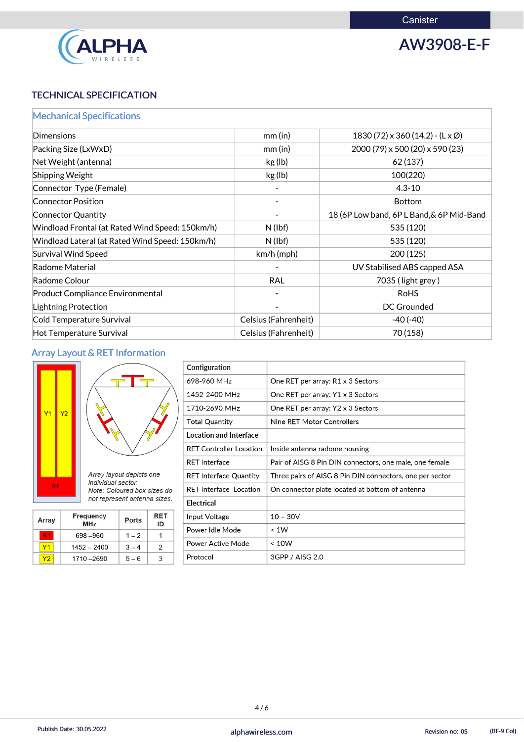Canister

# AW3908-E-F

## TECHNICAL SPECIFICATION

### Mechanical Specifications

| | | |
|---|---|---|
| Dimensions | mm (in) | 1830 (72) x 360 (14.2) - (L x Ø) |
| Packing Size (LxWxD) | mm (in) | 2000 (79) x 500 (20) x 590 (23) |
| Net Weight (antenna) | kg (lb) | 62 (137) |
| Shipping Weight | kg (lb) | 100(220) |
| Connector Type (Female) | - | 4.3-10 |
| Connector Position | - | Bottom |
| Connector Quantity | - | 18 (6P Low band, 6P L Band,& 6P Mid-Band |
| Windload Frontal (at Rated Wind Speed: 150km/h) | N (lbf) | 535 (120) |
| Windload Lateral (at Rated Wind Speed: 150km/h) | N (lbf) | 535 (120) |
| Survival Wind Speed | km/h (mph) | 200 (125) |
| Radome Material | - | UV Stabilised ABS capped ASA |
| Radome Colour | RAL | 7035 ( light grey ) |
| Product Compliance Environmental | - | RoHS |
| Lightning Protection | - | DC Grounded |
| Cold Temperature Survival | Celsius (Fahrenheit) | -40 (-40) |
| Hot Temperature Survival | Celsius (Fahrenheit) | 70 (158) |

### Array Layout & RET Information

Y1 Y2

R1

*Array layout depicts one individual sector.*
*Note: Coloured box sizes do not represent antenna sizes.*

| Array | Frequency MHz | Ports | RET ID |
|---|---|---|---|
| R1 | 698 –960 | 1 – 2 | 1 |
| Y1 | 1452 – 2400 | 3 – 4 | 2 |
| Y2 | 1710 –2690 | 5 – 6 | 3 |

| **Configuration** | |
|---|---|
| 698-960 MHz | One RET per array: R1 x 3 Sectors |
| 1452-2400 MHz | One RET per array: Y1 x 3 Sectors |
| 1710-2690 MHz | One RET per array: Y2 x 3 Sectors |
| Total Quantity | Nine RET Motor Controllers |
| **Location and Interface** | |
| RET Controller Location | Inside antenna radome housing |
| RET Interface | Pair of AISG 8 Pin DIN connectors, one male, one female |
| RET Interface Quantity | Three pairs of AISG 8 Pin DIN connectors, one per sector |
| RET Interface Location | On connector plate located at bottom of antenna |
| **Electrical** | |
| Input Voltage | 10 – 30V |
| Power Idle Mode | < 1W |
| Power Active Mode | < 10W |
| Protocol | 3GPP / AISG 2.0 |

Publish Date: 30.05.2022 alphawireless.com Revision no: 05 (BF-9 Col)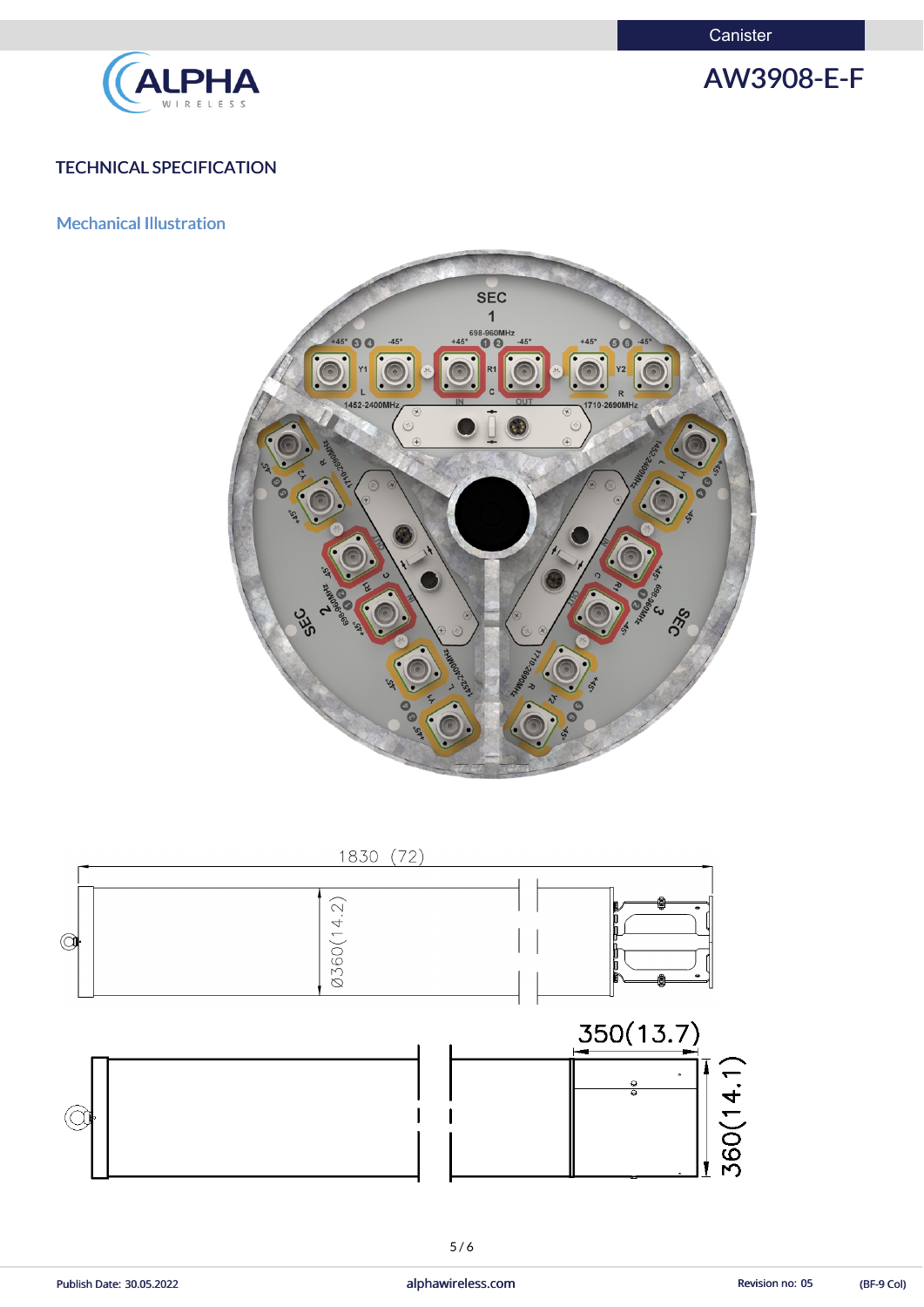Canister

# AW3908-E-F

## TECHNICAL SPECIFICATION

### Mechanical Illustration

1830 (72)

Ø360(14.2)

350(13.7)

360(14.1)

Publish Date: 30.05.2022

alphawireless.com

Revision no: 05

(BF-9 Col)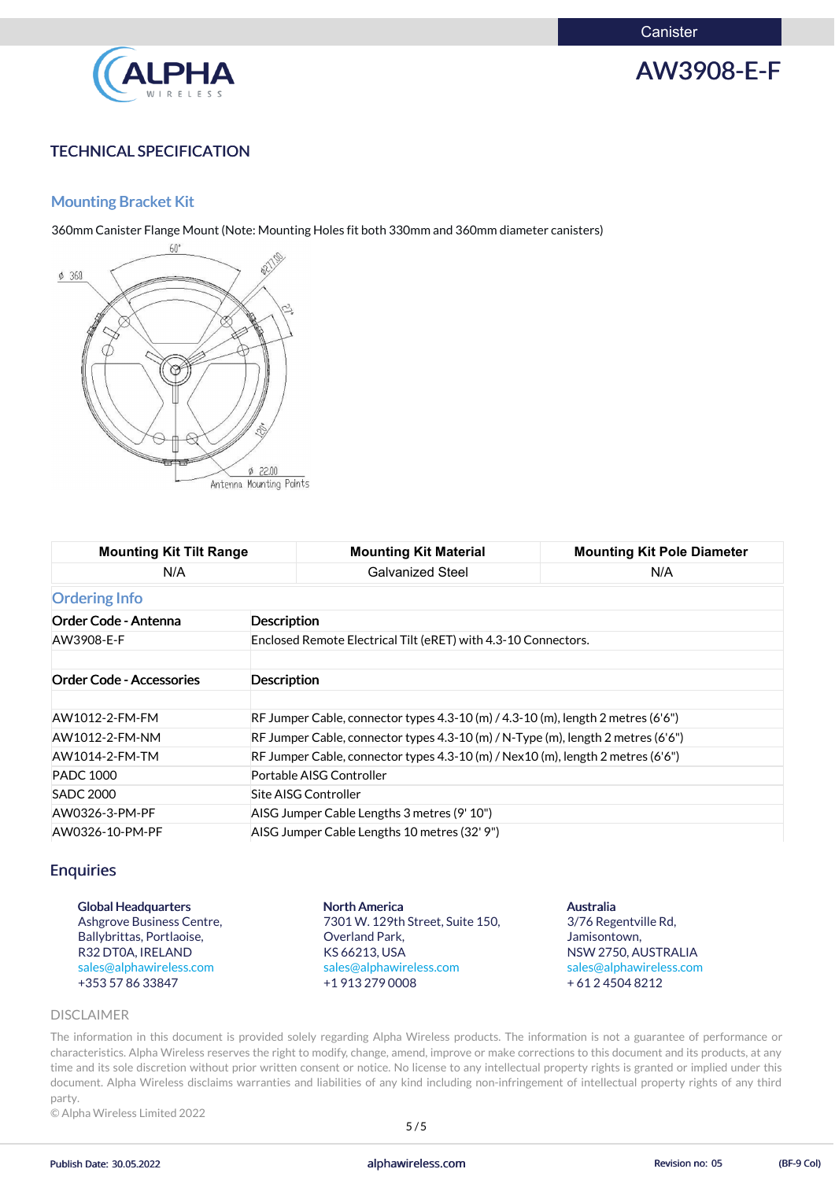Canister

# AW3908-E-F

## TECHNICAL SPECIFICATION

### Mounting Bracket Kit

360mm Canister Flange Mount (Note: Mounting Holes fit both 330mm and 360mm diameter canisters)

60°
ϕ 360
ϕ277.00
27°
120°
ϕ 22.00
Antenna Mounting Points

| Mounting Kit Tilt Range | Mounting Kit Material | Mounting Kit Pole Diameter |
|---|---|---|
| N/A | Galvanized Steel | N/A |

### Ordering Info

| Order Code - Antenna | Description |
|---|---|
| AW3908-E-F | Enclosed Remote Electrical Tilt (eRET) with 4.3-10 Connectors. |

| Order Code - Accessories | Description |
|---|---|
| AW1012-2-FM-FM | RF Jumper Cable, connector types 4.3-10 (m) / 4.3-10 (m), length 2 metres (6'6") |
| AW1012-2-FM-NM | RF Jumper Cable, connector types 4.3-10 (m) / N-Type (m), length 2 metres (6'6") |
| AW1014-2-FM-TM | RF Jumper Cable, connector types 4.3-10 (m) / Nex10 (m), length 2 metres (6'6") |
| PADC 1000 | Portable AISG Controller |
| SADC 2000 | Site AISG Controller |
| AW0326-3-PM-PF | AISG Jumper Cable Lengths 3 metres (9' 10") |
| AW0326-10-PM-PF | AISG Jumper Cable Lengths 10 metres (32' 9") |

## Enquiries

**Global Headquarters**
Ashgrove Business Centre,
Ballybrittas, Portlaoise,
R32 DT0A, IRELAND
sales@alphawireless.com
+353 57 86 33847

**North America**
7301 W. 129th Street, Suite 150,
Overland Park,
KS 66213, USA
sales@alphawireless.com
+1 913 279 0008

**Australia**
3/76 Regentville Rd,
Jamisontown,
NSW 2750, AUSTRALIA
sales@alphawireless.com
+ 61 2 4504 8212

DISCLAIMER

The information in this document is provided solely regarding Alpha Wireless products. The information is not a guarantee of performance or characteristics. Alpha Wireless reserves the right to modify, change, amend, improve or make corrections to this document and its products, at any time and its sole discretion without prior written consent or notice. No license to any intellectual property rights is granted or implied under this document. Alpha Wireless disclaims warranties and liabilities of any kind including non-infringement of intellectual property rights of any third party.

© Alpha Wireless Limited 2022

Publish Date: 30.05.2022 | alphawireless.com | Revision no: 05 | (BF-9 Col)